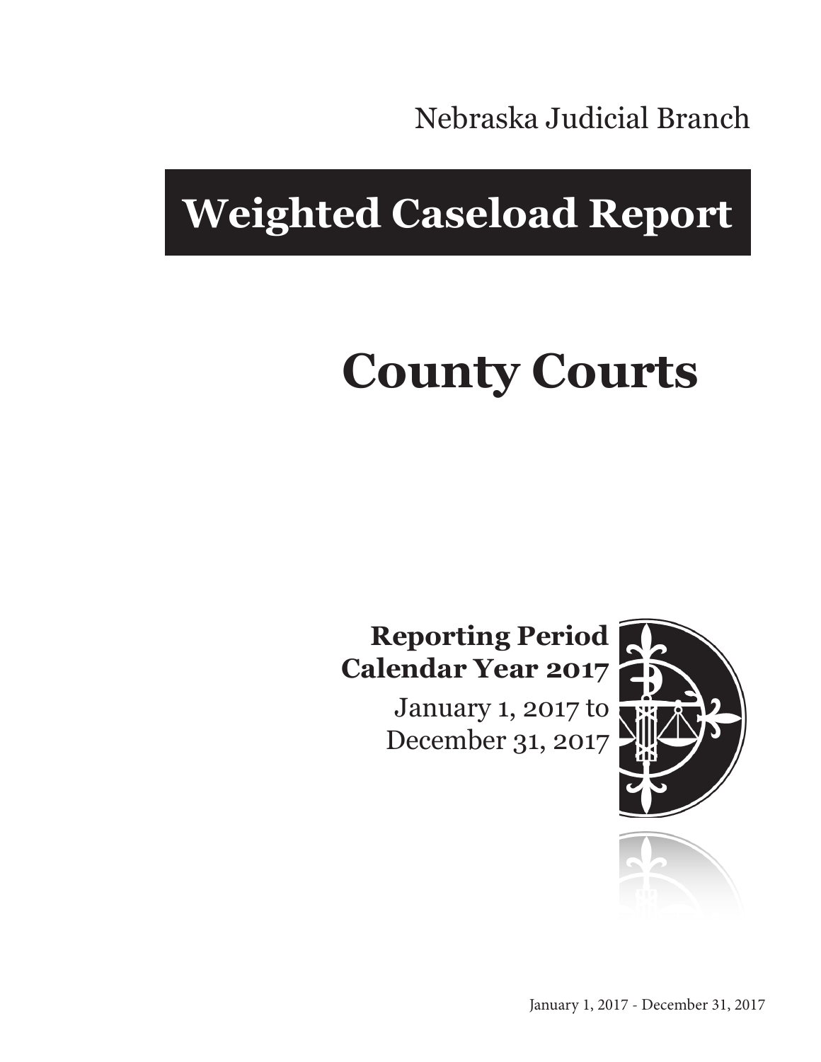Nebraska Judicial Branch

# Weighted Caseload Report

# County Courts

**Reporting Period**
**Calendar Year 2017**

January 1, 2017 to
December 31, 2017

January 1, 2017 - December 31, 2017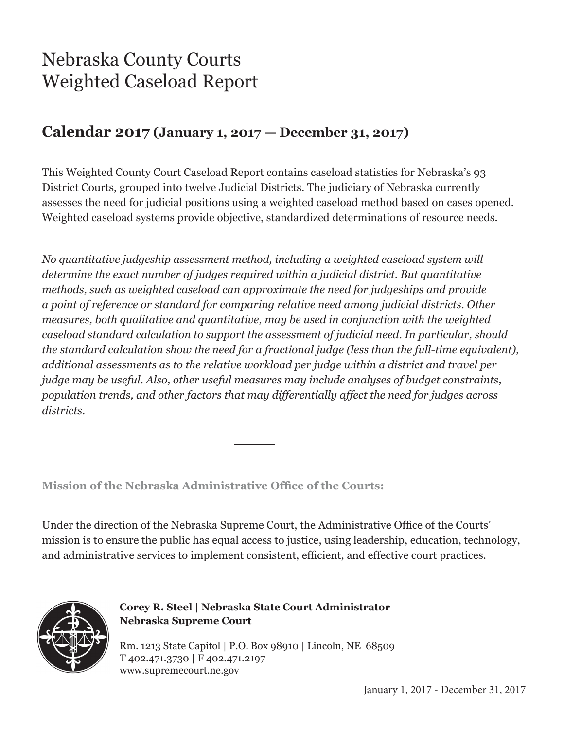# Nebraska County Courts
# Weighted Caseload Report

## Calendar 2017 (January 1, 2017 — December 31, 2017)

This Weighted County Court Caseload Report contains caseload statistics for Nebraska's 93 District Courts, grouped into twelve Judicial Districts. The judiciary of Nebraska currently assesses the need for judicial positions using a weighted caseload method based on cases opened. Weighted caseload systems provide objective, standardized determinations of resource needs.

*No quantitative judgeship assessment method, including a weighted caseload system will determine the exact number of judges required within a judicial district. But quantitative methods, such as weighted caseload can approximate the need for judgeships and provide a point of reference or standard for comparing relative need among judicial districts. Other measures, both qualitative and quantitative, may be used in conjunction with the weighted caseload standard calculation to support the assessment of judicial need. In particular, should the standard calculation show the need for a fractional judge (less than the full-time equivalent), additional assessments as to the relative workload per judge within a district and travel per judge may be useful. Also, other useful measures may include analyses of budget constraints, population trends, and other factors that may differentially affect the need for judges across districts.*

---

**Mission of the Nebraska Administrative Office of the Courts:**

Under the direction of the Nebraska Supreme Court, the Administrative Office of the Courts' mission is to ensure the public has equal access to justice, using leadership, education, technology, and administrative services to implement consistent, efficient, and effective court practices.

**Corey R. Steel | Nebraska State Court Administrator**
**Nebraska Supreme Court**

Rm. 1213 State Capitol | P.O. Box 98910 | Lincoln, NE 68509
T 402.471.3730 | F 402.471.2197
www.supremecourt.ne.gov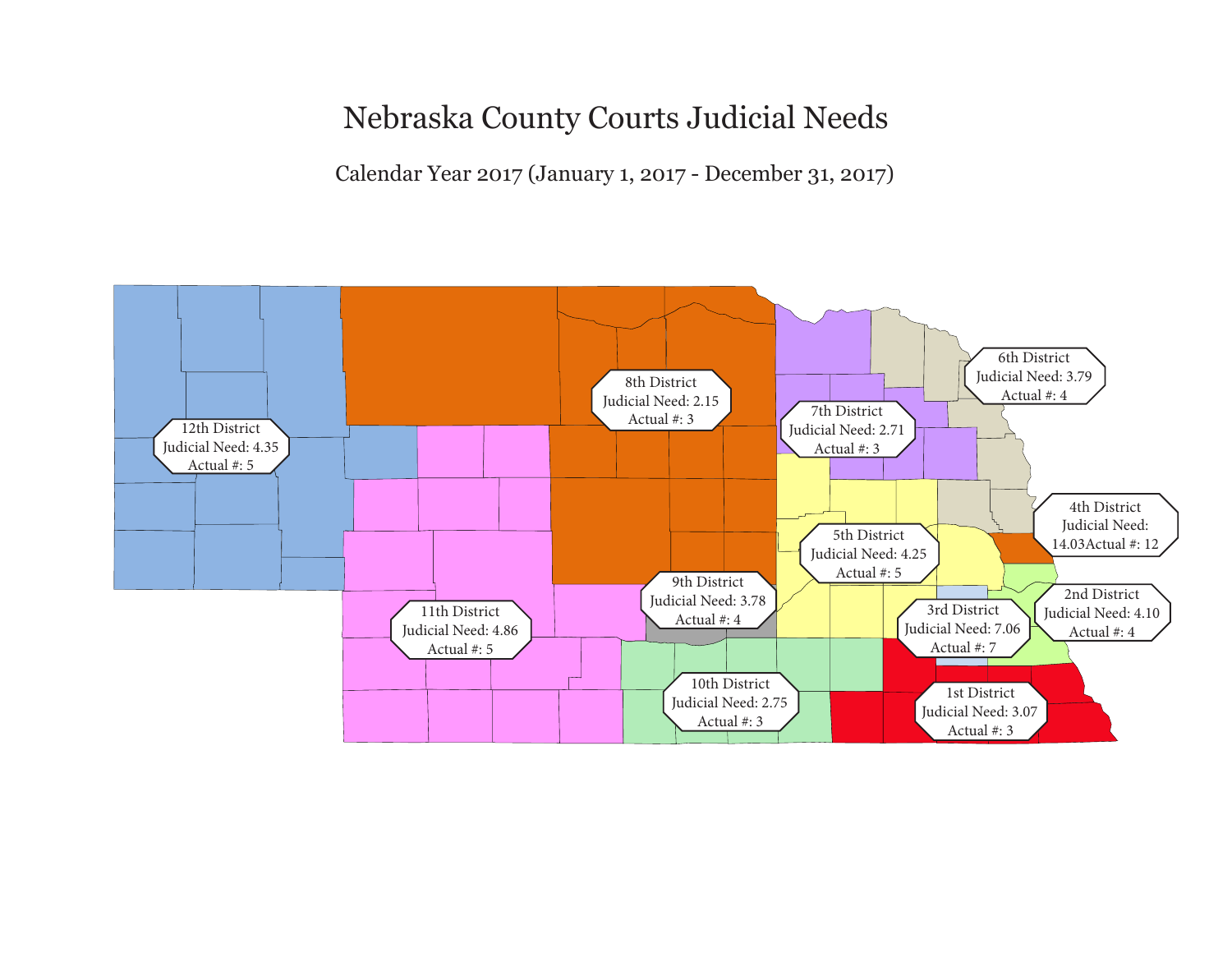# Nebraska County Courts Judicial Needs

Calendar Year 2017 (January 1, 2017 - December 31, 2017)

12th District
Judicial Need: 4.35
Actual #: 5

8th District
Judicial Need: 2.15
Actual #: 3

6th District
Judicial Need: 3.79
Actual #: 4

7th District
Judicial Need: 2.71
Actual #: 3

4th District
Judicial Need:
14.03Actual #: 12

5th District
Judicial Need: 4.25
Actual #: 5

9th District
Judicial Need: 3.78
Actual #: 4

2nd District
Judicial Need: 4.10
Actual #: 4

3rd District
Judicial Need: 7.06
Actual #: 7

11th District
Judicial Need: 4.86
Actual #: 5

10th District
Judicial Need: 2.75
Actual #: 3

1st District
Judicial Need: 3.07
Actual #: 3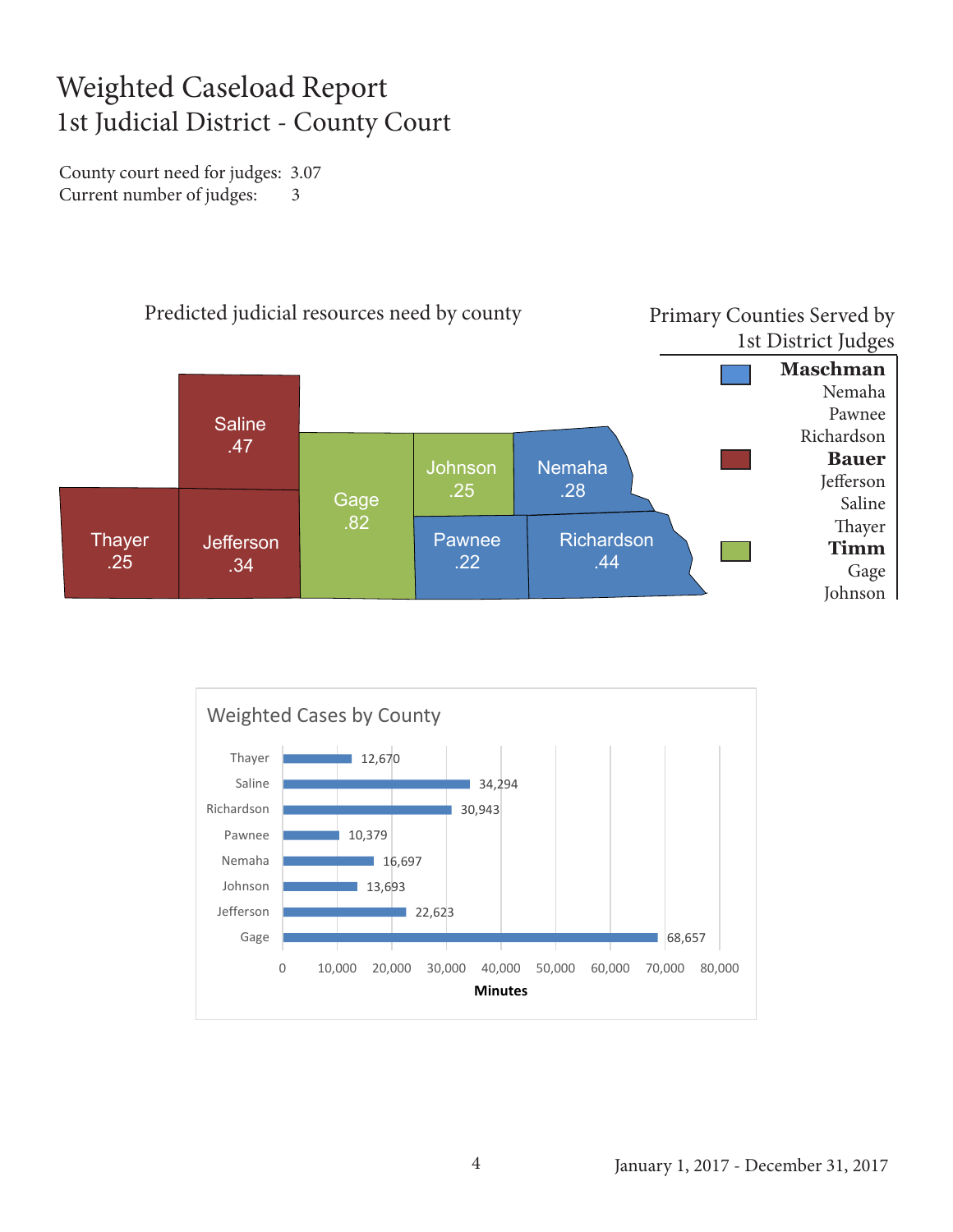# Weighted Caseload Report
## 1st Judicial District - County Court

County court need for judges: 3.07
Current number of judges: 3

### Predicted judicial resources need by county

| County | Need |
|---|---|
| Saline | .47 |
| Thayer | .25 |
| Jefferson | .34 |
| Gage | .82 |
| Johnson | .25 |
| Nemaha | .28 |
| Pawnee | .22 |
| Richardson | .44 |

### Primary Counties Served by 1st District Judges

**Maschman**
Nemaha
Pawnee
Richardson

**Bauer**
Jefferson
Saline
Thayer

**Timm**
Gage
Johnson

### Weighted Cases by County

| County | Minutes |
|---|---|
| Thayer | 12,670 |
| Saline | 34,294 |
| Richardson | 30,943 |
| Pawnee | 10,379 |
| Nemaha | 16,697 |
| Johnson | 13,693 |
| Jefferson | 22,623 |
| Gage | 68,657 |

January 1, 2017 - December 31, 2017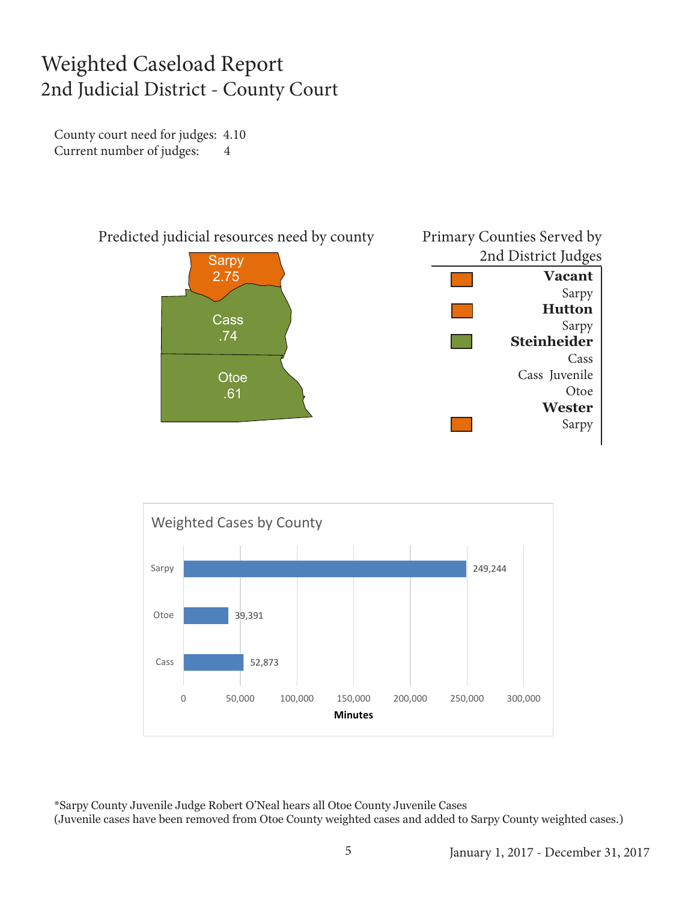# Weighted Caseload Report
## 2nd Judicial District - County Court

County court need for judges: 4.10
Current number of judges: 4

Predicted judicial resources need by county

| County | Need |
|---|---|
| Sarpy | 2.75 |
| Cass | .74 |
| Otoe | .61 |

Primary Counties Served by 2nd District Judges

| Judge | Counties |
|---|---|
| **Vacant** | Sarpy |
| **Hutton** | Sarpy |
| **Steinheider** | Cass, Cass Juvenile, Otoe |
| **Wester** | Sarpy |

Weighted Cases by County

| County | Minutes |
|---|---|
| Sarpy | 249,244 |
| Otoe | 39,391 |
| Cass | 52,873 |

*Sarpy County Juvenile Judge Robert O'Neal hears all Otoe County Juvenile Cases
(Juvenile cases have been removed from Otoe County weighted cases and added to Sarpy County weighted cases.)

January 1, 2017 - December 31, 2017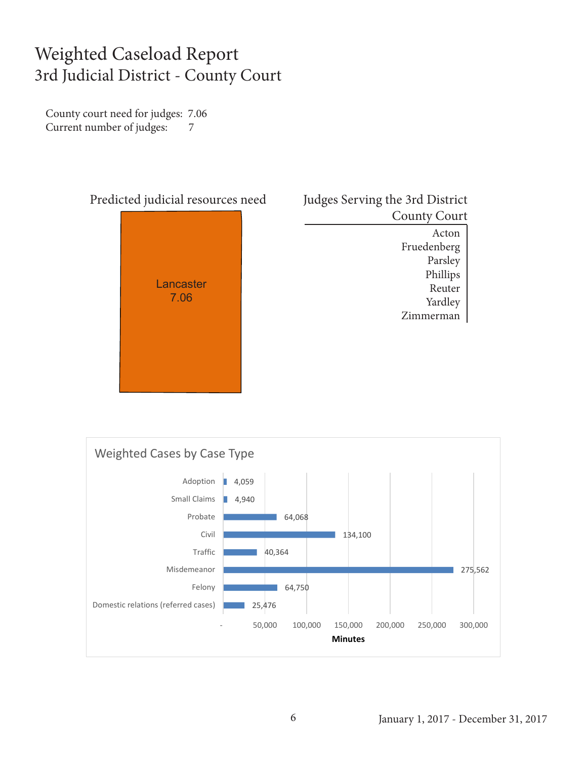# Weighted Caseload Report
## 3rd Judicial District - County Court

County court need for judges: 7.06
Current number of judges: 7

### Predicted judicial resources need

Lancaster
7.06

### Judges Serving the 3rd District County Court

| Judges Serving the 3rd District County Court |
| --- |
| Acton |
| Fruedenberg |
| Parsley |
| Phillips |
| Reuter |
| Yardley |
| Zimmerman |

### Weighted Cases by Case Type

| Case Type | Minutes |
| --- | --- |
| Adoption | 4,059 |
| Small Claims | 4,940 |
| Probate | 64,068 |
| Civil | 134,100 |
| Traffic | 40,364 |
| Misdemeanor | 275,562 |
| Felony | 64,750 |
| Domestic relations (referred cases) | 25,476 |

January 1, 2017 - December 31, 2017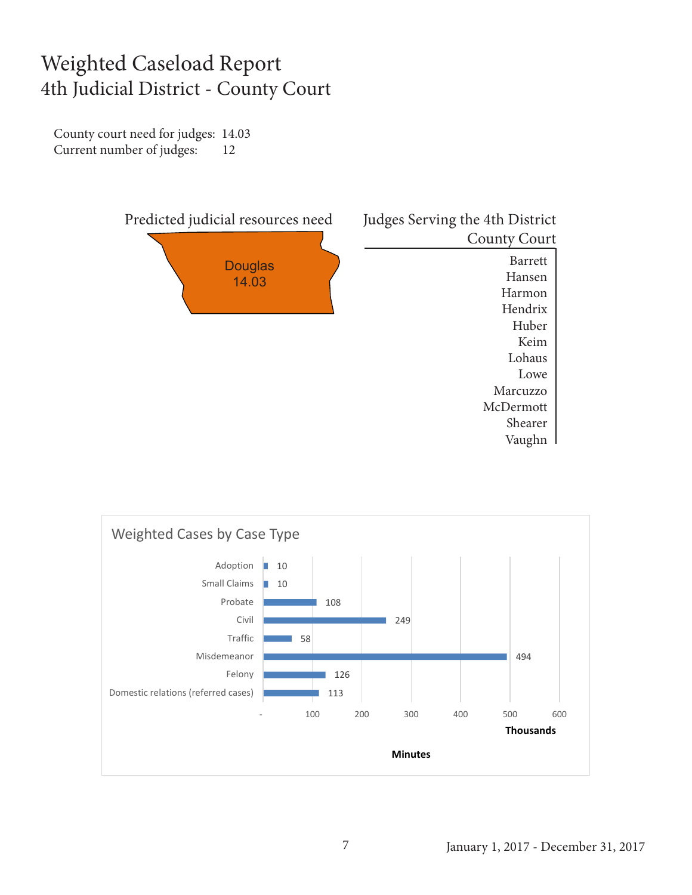# Weighted Caseload Report
## 4th Judicial District - County Court

County court need for judges: 14.03
Current number of judges: 12

Predicted judicial resources need

Douglas
14.03

| Judges Serving the 4th District County Court |
|---|
| Barrett |
| Hansen |
| Harmon |
| Hendrix |
| Huber |
| Keim |
| Lohaus |
| Lowe |
| Marcuzzo |
| McDermott |
| Shearer |
| Vaughn |

### Weighted Cases by Case Type

| Case Type | Minutes (Thousands) |
|---|---|
| Adoption | 10 |
| Small Claims | 10 |
| Probate | 108 |
| Civil | 249 |
| Traffic | 58 |
| Misdemeanor | 494 |
| Felony | 126 |
| Domestic relations (referred cases) | 113 |

January 1, 2017 - December 31, 2017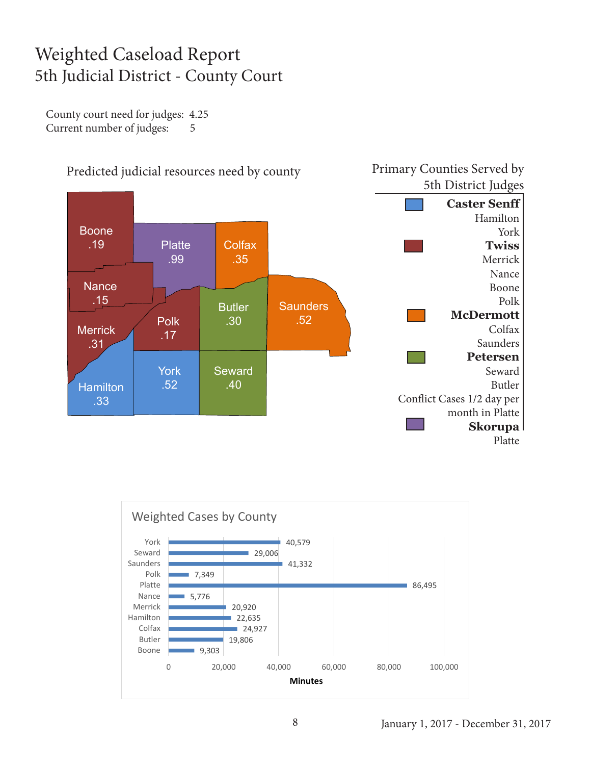# Weighted Caseload Report

## 5th Judicial District - County Court

County court need for judges: 4.25
Current number of judges: 5

### Predicted judicial resources need by county

| County | Need |
| --- | --- |
| Boone | .19 |
| Platte | .99 |
| Colfax | .35 |
| Nance | .15 |
| Butler | .30 |
| Saunders | .52 |
| Merrick | .31 |
| Polk | .17 |
| York | .52 |
| Seward | .40 |
| Hamilton | .33 |

### Primary Counties Served by 5th District Judges

**Caster Senff**
Hamilton
York

**Twiss**
Merrick
Nance
Boone
Polk

**McDermott**
Colfax
Saunders

**Petersen**
Seward
Butler
Conflict Cases 1/2 day per month in Platte

**Skorupa**
Platte

### Weighted Cases by County

| County | Minutes |
| --- | --- |
| York | 40,579 |
| Seward | 29,006 |
| Saunders | 41,332 |
| Polk | 7,349 |
| Platte | 86,495 |
| Nance | 5,776 |
| Merrick | 20,920 |
| Hamilton | 22,635 |
| Colfax | 24,927 |
| Butler | 19,806 |
| Boone | 9,303 |

January 1, 2017 - December 31, 2017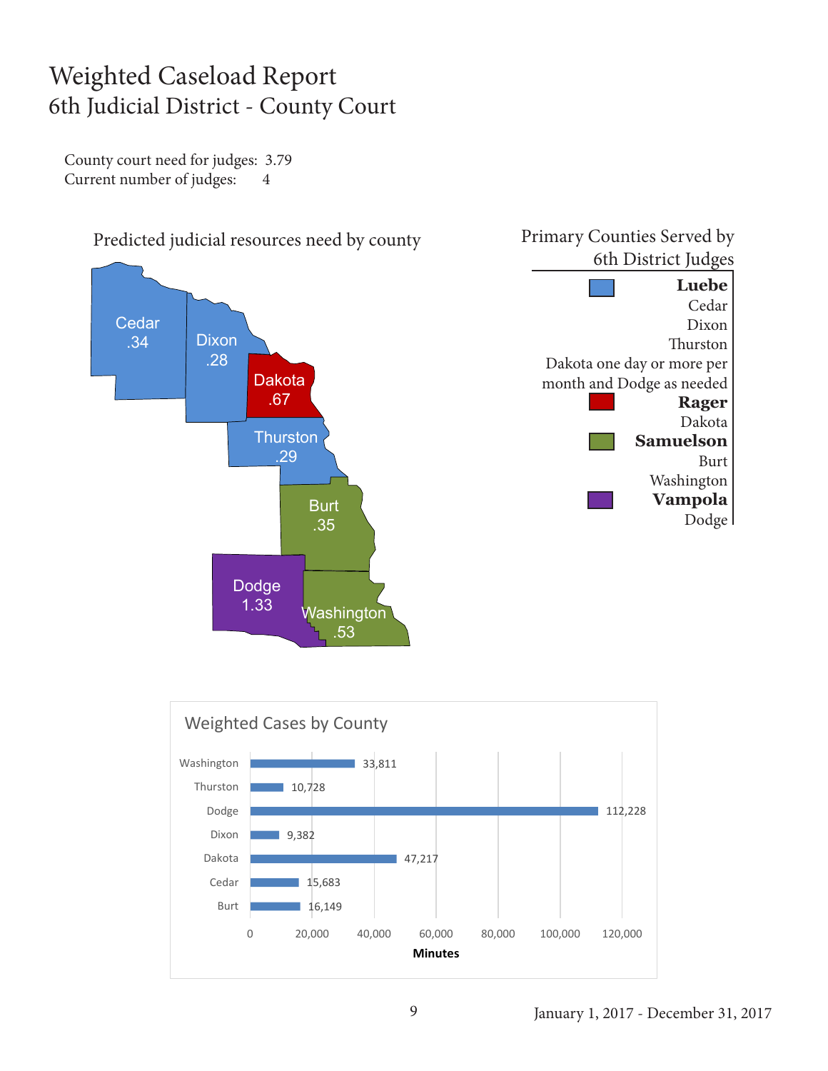# Weighted Caseload Report

## 6th Judicial District - County Court

County court need for judges: 3.79
Current number of judges: 4

### Predicted judicial resources need by county

| County | Need |
|---|---|
| Cedar | .34 |
| Dixon | .28 |
| Dakota | .67 |
| Thurston | .29 |
| Burt | .35 |
| Dodge | 1.33 |
| Washington | .53 |

### Primary Counties Served by 6th District Judges

**Luebe**
Cedar
Dixon
Thurston
Dakota one day or more per month and Dodge as needed

**Rager**
Dakota

**Samuelson**
Burt
Washington

**Vampola**
Dodge

### Weighted Cases by County

| County | Minutes |
|---|---|
| Washington | 33,811 |
| Thurston | 10,728 |
| Dodge | 112,228 |
| Dixon | 9,382 |
| Dakota | 47,217 |
| Cedar | 15,683 |
| Burt | 16,149 |

January 1, 2017 - December 31, 2017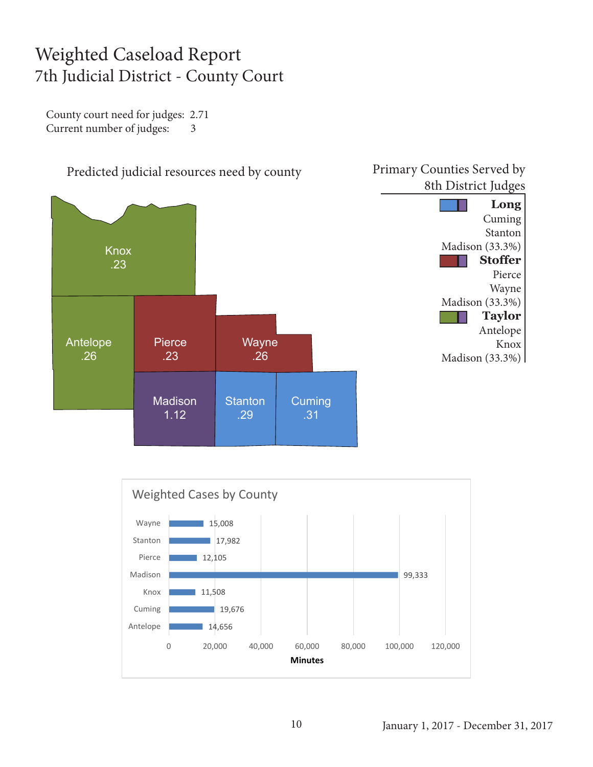# Weighted Caseload Report

## 7th Judicial District - County Court

County court need for judges: 2.71
Current number of judges: 3

### Predicted judicial resources need by county

| County | Need |
|---|---|
| Knox | .23 |
| Antelope | .26 |
| Pierce | .23 |
| Wayne | .26 |
| Madison | 1.12 |
| Stanton | .29 |
| Cuming | .31 |

### Primary Counties Served by 8th District Judges

**Long**
Cuming
Stanton
Madison (33.3%)

**Stoffer**
Pierce
Wayne
Madison (33.3%)

**Taylor**
Antelope
Knox
Madison (33.3%)

### Weighted Cases by County

| County | Minutes |
|---|---|
| Wayne | 15,008 |
| Stanton | 17,982 |
| Pierce | 12,105 |
| Madison | 99,333 |
| Knox | 11,508 |
| Cuming | 19,676 |
| Antelope | 14,656 |

January 1, 2017 - December 31, 2017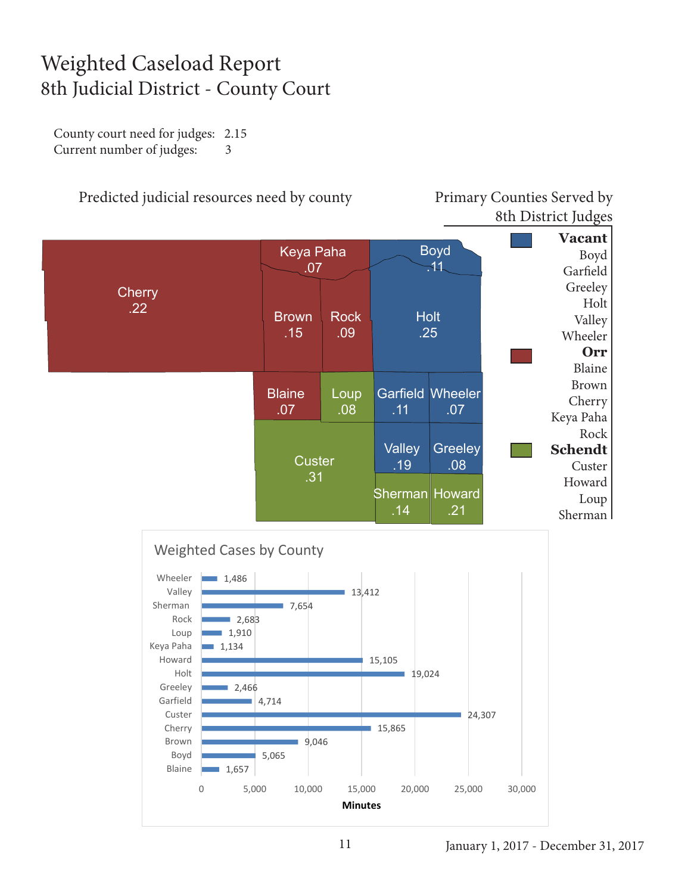# Weighted Caseload Report
## 8th Judicial District - County Court

County court need for judges: 2.15
Current number of judges: 3

### Predicted judicial resources need by county

| County | Need |
|---|---|
| Cherry | .22 |
| Keya Paha | .07 |
| Boyd | .11 |
| Brown | .15 |
| Rock | .09 |
| Holt | .25 |
| Blaine | .07 |
| Loup | .08 |
| Garfield | .11 |
| Wheeler | .07 |
| Custer | .31 |
| Valley | .19 |
| Greeley | .08 |
| Sherman | .14 |
| Howard | .21 |

### Primary Counties Served by 8th District Judges

**Vacant**
Boyd
Garfield
Greeley
Holt
Valley
Wheeler

**Orr**
Blaine
Brown
Cherry
Keya Paha
Rock

**Schendt**
Custer
Howard
Loup
Sherman

### Weighted Cases by County

| County | Minutes |
|---|---|
| Wheeler | 1,486 |
| Valley | 13,412 |
| Sherman | 7,654 |
| Rock | 2,683 |
| Loup | 1,910 |
| Keya Paha | 1,134 |
| Howard | 15,105 |
| Holt | 19,024 |
| Greeley | 2,466 |
| Garfield | 4,714 |
| Custer | 24,307 |
| Cherry | 15,865 |
| Brown | 9,046 |
| Boyd | 5,065 |
| Blaine | 1,657 |

January 1, 2017 - December 31, 2017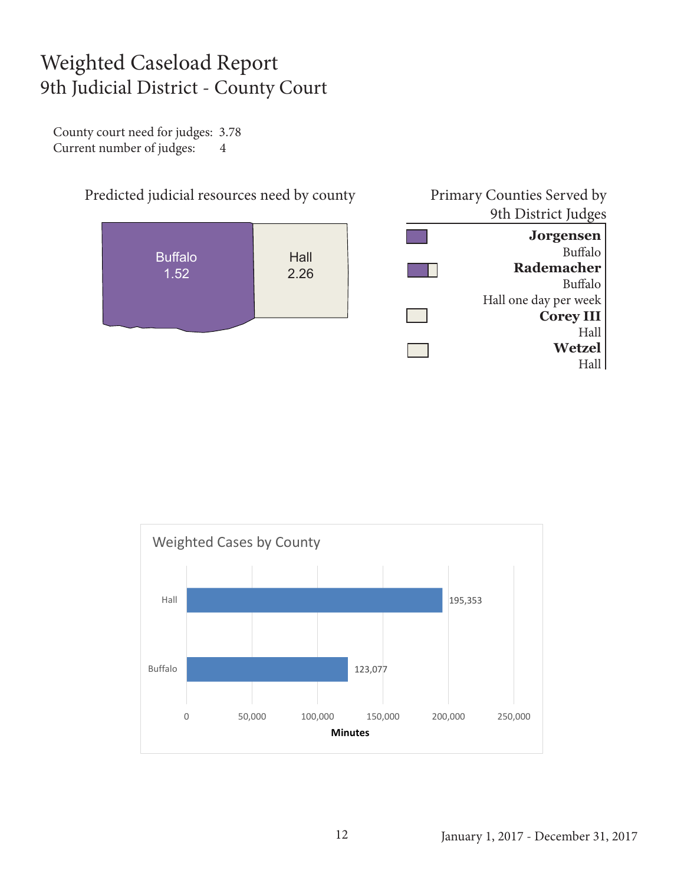# Weighted Caseload Report
## 9th Judicial District - County Court

County court need for judges: 3.78
Current number of judges: 4

### Predicted judicial resources need by county

| County | Need |
|---|---|
| Buffalo | 1.52 |
| Hall | 2.26 |

### Primary Counties Served by 9th District Judges

**Jorgensen**
Buffalo

**Rademacher**
Buffalo
Hall one day per week

**Corey III**
Hall

**Wetzel**
Hall

### Weighted Cases by County

| County | Minutes |
|---|---|
| Hall | 195,353 |
| Buffalo | 123,077 |

January 1, 2017 - December 31, 2017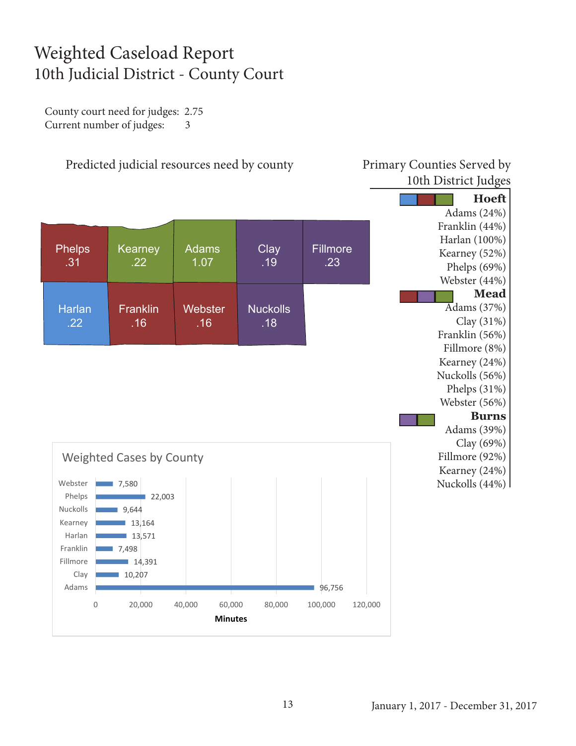# Weighted Caseload Report
## 10th Judicial District - County Court

County court need for judges: 2.75
Current number of judges: 3

### Predicted judicial resources need by county

| County | Need |
|---|---|
| Phelps | .31 |
| Kearney | .22 |
| Adams | 1.07 |
| Clay | .19 |
| Fillmore | .23 |
| Harlan | .22 |
| Franklin | .16 |
| Webster | .16 |
| Nuckolls | .18 |

### Primary Counties Served by 10th District Judges

**Hoeft**
- Adams (24%)
- Franklin (44%)
- Harlan (100%)
- Kearney (52%)
- Phelps (69%)
- Webster (44%)

**Mead**
- Adams (37%)
- Clay (31%)
- Franklin (56%)
- Fillmore (8%)
- Kearney (24%)
- Nuckolls (56%)
- Phelps (31%)
- Webster (56%)

**Burns**
- Adams (39%)
- Clay (69%)
- Fillmore (92%)
- Kearney (24%)
- Nuckolls (44%)

### Weighted Cases by County

| County | Minutes |
|---|---|
| Webster | 7,580 |
| Phelps | 22,003 |
| Nuckolls | 9,644 |
| Kearney | 13,164 |
| Harlan | 13,571 |
| Franklin | 7,498 |
| Fillmore | 14,391 |
| Clay | 10,207 |
| Adams | 96,756 |

January 1, 2017 - December 31, 2017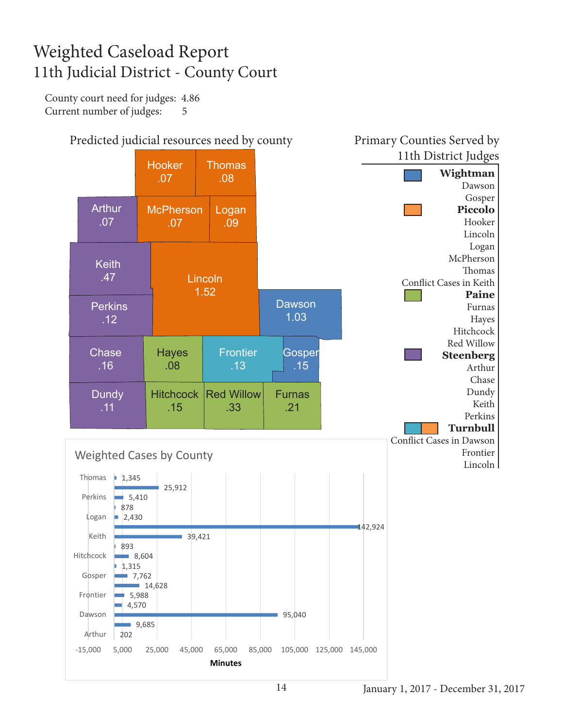# Weighted Caseload Report

## 11th Judicial District - County Court

County court need for judges: 4.86
Current number of judges: 5

### Predicted judicial resources need by county

| County | Need |
|---|---|
| Hooker | .07 |
| Thomas | .08 |
| Arthur | .07 |
| McPherson | .07 |
| Logan | .09 |
| Keith | .47 |
| Lincoln | 1.52 |
| Perkins | .12 |
| Dawson | 1.03 |
| Chase | .16 |
| Hayes | .08 |
| Frontier | .13 |
| Gosper | .15 |
| Dundy | .11 |
| Hitchcock | .15 |
| Red Willow | .33 |
| Furnas | .21 |

### Primary Counties Served by 11th District Judges

**Wightman**
Dawson
Gosper

**Piccolo**
Hooker
Lincoln
Logan
McPherson
Thomas
Conflict Cases in Keith

**Paine**
Furnas
Hayes
Hitchcock
Red Willow

**Steenberg**
Arthur
Chase
Dundy
Keith
Perkins

**Turnbull**
Conflict Cases in Dawson
Frontier
Lincoln

### Weighted Cases by County

| County | Minutes |
|---|---|
| Thomas | 1,345 |
| Red Willow | 25,912 |
| Perkins | 5,410 |
| McPherson | 878 |
| Logan | 2,430 |
| Lincoln | 142,924 |
| Keith | 39,421 |
| Hooker | 893 |
| Hitchcock | 8,604 |
| Hayes | 1,315 |
| Gosper | 7,762 |
| Furnas | 14,628 |
| Frontier | 5,988 |
| Dundy | 4,570 |
| Dawson | 95,040 |
| Chase | 9,685 |
| Arthur | 202 |

January 1, 2017 - December 31, 2017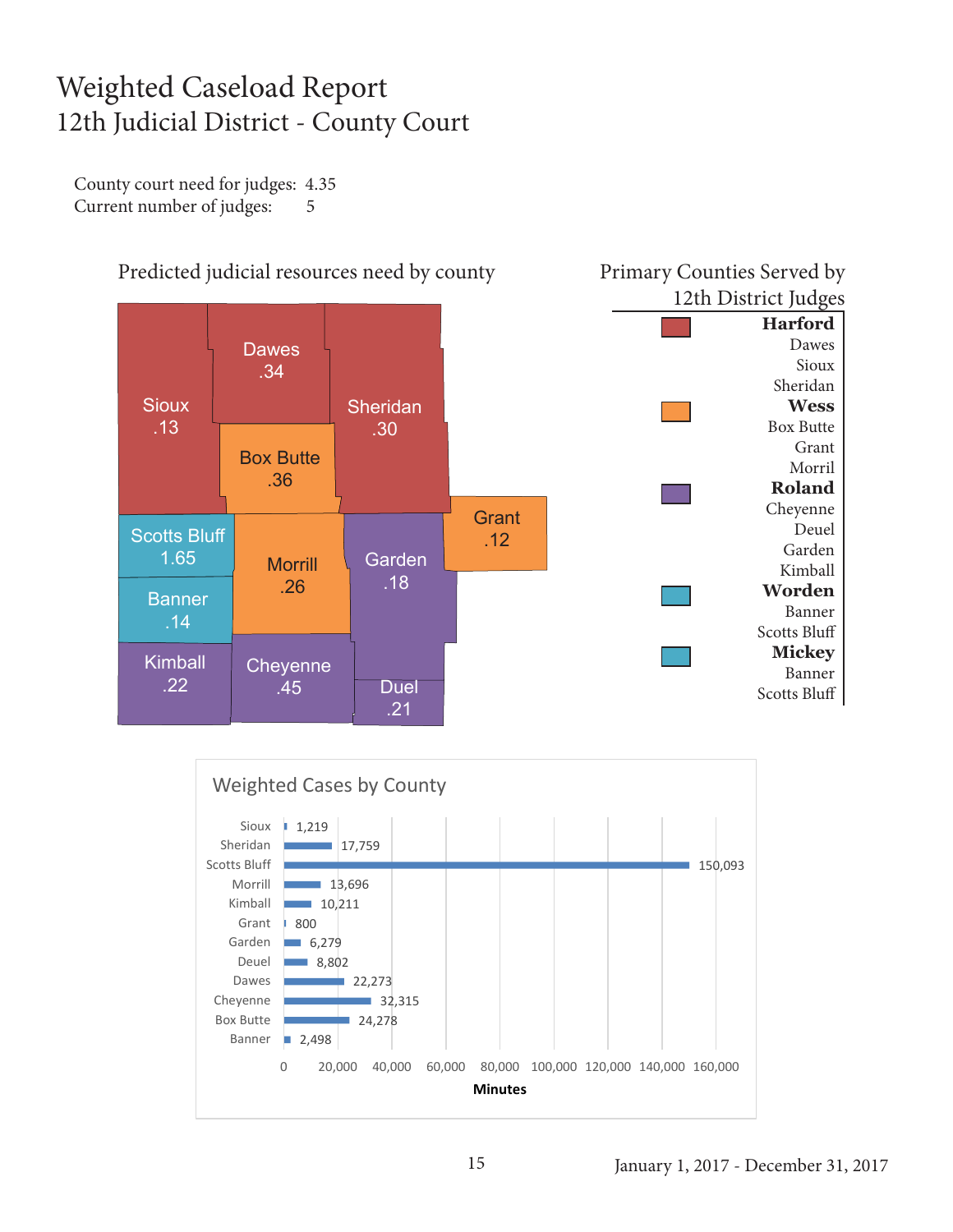# Weighted Caseload Report
## 12th Judicial District - County Court

County court need for judges: 4.35
Current number of judges: 5

Predicted judicial resources need by county

Dawes .34
Sioux .13
Sheridan .30
Box Butte .36
Scotts Bluff 1.65
Grant .12
Morrill .26
Garden .18
Banner .14
Kimball .22
Cheyenne .45
Duel .21

Primary Counties Served by 12th District Judges

**Harford**
Dawes
Sioux
Sheridan

**Wess**
Box Butte
Grant
Morril

**Roland**
Cheyenne
Deuel
Garden
Kimball

**Worden**
Banner
Scotts Bluff

**Mickey**
Banner
Scotts Bluff

Weighted Cases by County

Sioux 1,219
Sheridan 17,759
Scotts Bluff 150,093
Morrill 13,696
Kimball 10,211
Grant 800
Garden 6,279
Deuel 8,802
Dawes 22,273
Cheyenne 32,315
Box Butte 24,278
Banner 2,498

0 20,000 40,000 60,000 80,000 100,000 120,000 140,000 160,000

Minutes

January 1, 2017 - December 31, 2017